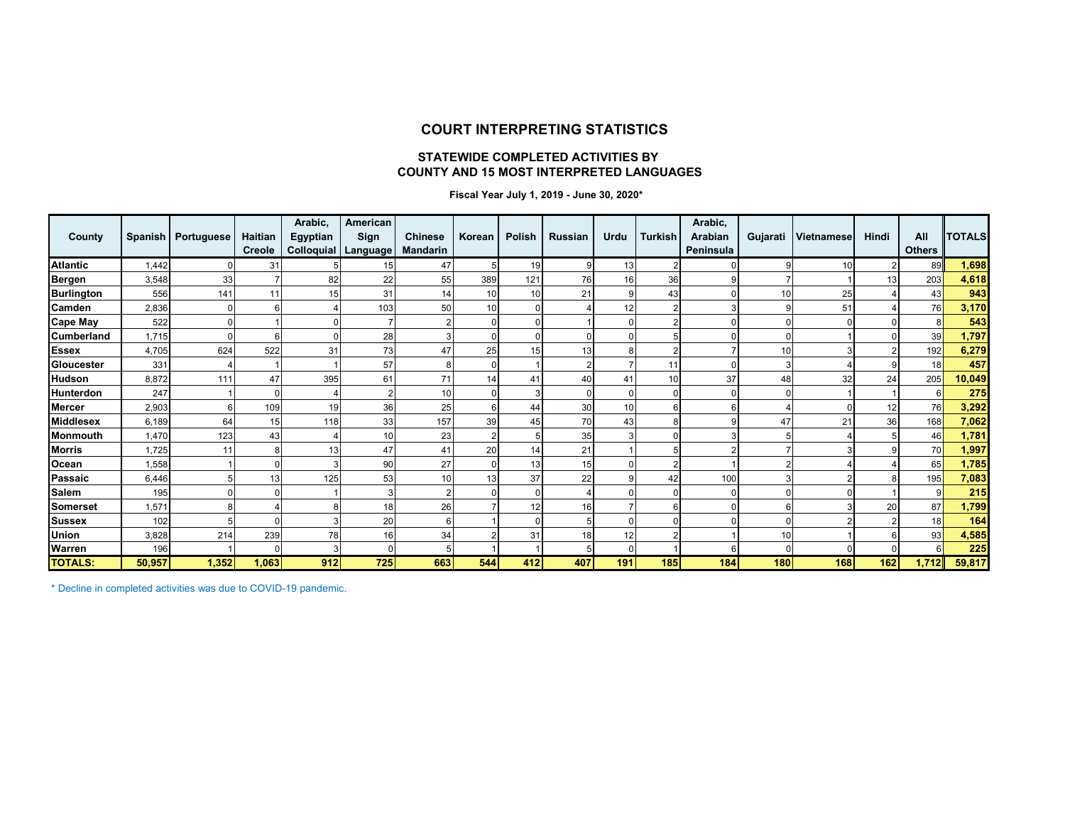# COURT INTERPRETING STATISTICS

## STATEWIDE COMPLETED ACTIVITIES BY COUNTY AND 15 MOST INTERPRETED LANGUAGES

**Fiscal Year July 1, 2019 - June 30, 2020***

| County | Spanish | Portuguese | Haitian Creole | Arabic, Egyptian Colloquial | American Sign Language | Chinese Mandarin | Korean | Polish | Russian | Urdu | Turkish | Arabic, Arabian Peninsula | Gujarati | Vietnamese | Hindi | All Others | TOTALS |
|---|---|---|---|---|---|---|---|---|---|---|---|---|---|---|---|---|---|
| **Atlantic** | 1,442 | 0 | 31 | 5 | 15 | 47 | 5 | 19 | 9 | 13 | 2 | 0 | 9 | 10 | 2 | 89 | **1,698** |
| **Bergen** | 3,548 | 33 | 7 | 82 | 22 | 55 | 389 | 121 | 76 | 16 | 36 | 9 | 7 | 1 | 13 | 203 | **4,618** |
| **Burlington** | 556 | 141 | 11 | 15 | 31 | 14 | 10 | 10 | 21 | 9 | 43 | 0 | 10 | 25 | 4 | 43 | **943** |
| **Camden** | 2,836 | 0 | 6 | 4 | 103 | 50 | 10 | 0 | 4 | 12 | 2 | 3 | 9 | 51 | 4 | 76 | **3,170** |
| **Cape May** | 522 | 0 | 1 | 0 | 7 | 2 | 0 | 0 | 1 | 0 | 2 | 0 | 0 | 0 | 0 | 8 | **543** |
| **Cumberland** | 1,715 | 0 | 6 | 0 | 28 | 3 | 0 | 0 | 0 | 0 | 5 | 0 | 0 | 1 | 0 | 39 | **1,797** |
| **Essex** | 4,705 | 624 | 522 | 31 | 73 | 47 | 25 | 15 | 13 | 8 | 2 | 7 | 10 | 3 | 2 | 192 | **6,279** |
| **Gloucester** | 331 | 4 | 1 | 1 | 57 | 8 | 0 | 1 | 2 | 7 | 11 | 0 | 3 | 4 | 9 | 18 | **457** |
| **Hudson** | 8,872 | 111 | 47 | 395 | 61 | 71 | 14 | 41 | 40 | 41 | 10 | 37 | 48 | 32 | 24 | 205 | **10,049** |
| **Hunterdon** | 247 | 1 | 0 | 4 | 2 | 10 | 0 | 3 | 0 | 0 | 0 | 0 | 0 | 1 | 1 | 6 | **275** |
| **Mercer** | 2,903 | 6 | 109 | 19 | 36 | 25 | 6 | 44 | 30 | 10 | 6 | 6 | 4 | 0 | 12 | 76 | **3,292** |
| **Middlesex** | 6,189 | 64 | 15 | 118 | 33 | 157 | 39 | 45 | 70 | 43 | 8 | 9 | 47 | 21 | 36 | 168 | **7,062** |
| **Monmouth** | 1,470 | 123 | 43 | 4 | 10 | 23 | 2 | 5 | 35 | 3 | 0 | 3 | 5 | 4 | 5 | 46 | **1,781** |
| **Morris** | 1,725 | 11 | 8 | 13 | 47 | 41 | 20 | 14 | 21 | 1 | 5 | 2 | 7 | 3 | 9 | 70 | **1,997** |
| **Ocean** | 1,558 | 1 | 0 | 3 | 90 | 27 | 0 | 13 | 15 | 0 | 2 | 1 | 2 | 4 | 4 | 65 | **1,785** |
| **Passaic** | 6,446 | 5 | 13 | 125 | 53 | 10 | 13 | 37 | 22 | 9 | 42 | 100 | 3 | 2 | 8 | 195 | **7,083** |
| **Salem** | 195 | 0 | 0 | 1 | 3 | 2 | 0 | 0 | 4 | 0 | 0 | 0 | 0 | 0 | 1 | 9 | **215** |
| **Somerset** | 1,571 | 8 | 4 | 8 | 18 | 26 | 7 | 12 | 16 | 7 | 6 | 0 | 6 | 3 | 20 | 87 | **1,799** |
| **Sussex** | 102 | 5 | 0 | 3 | 20 | 6 | 1 | 0 | 5 | 0 | 0 | 0 | 0 | 2 | 2 | 18 | **164** |
| **Union** | 3,828 | 214 | 239 | 78 | 16 | 34 | 2 | 31 | 18 | 12 | 2 | 1 | 10 | 1 | 6 | 93 | **4,585** |
| **Warren** | 196 | 1 | 0 | 3 | 0 | 5 | 1 | 1 | 5 | 0 | 1 | 6 | 0 | 0 | 0 | 6 | **225** |
| **TOTALS:** | **50,957** | **1,352** | **1,063** | **912** | **725** | **663** | **544** | **412** | **407** | **191** | **185** | **184** | **180** | **168** | **162** | **1,712** | **59,817** |

* Decline in completed activities was due to COVID-19 pandemic.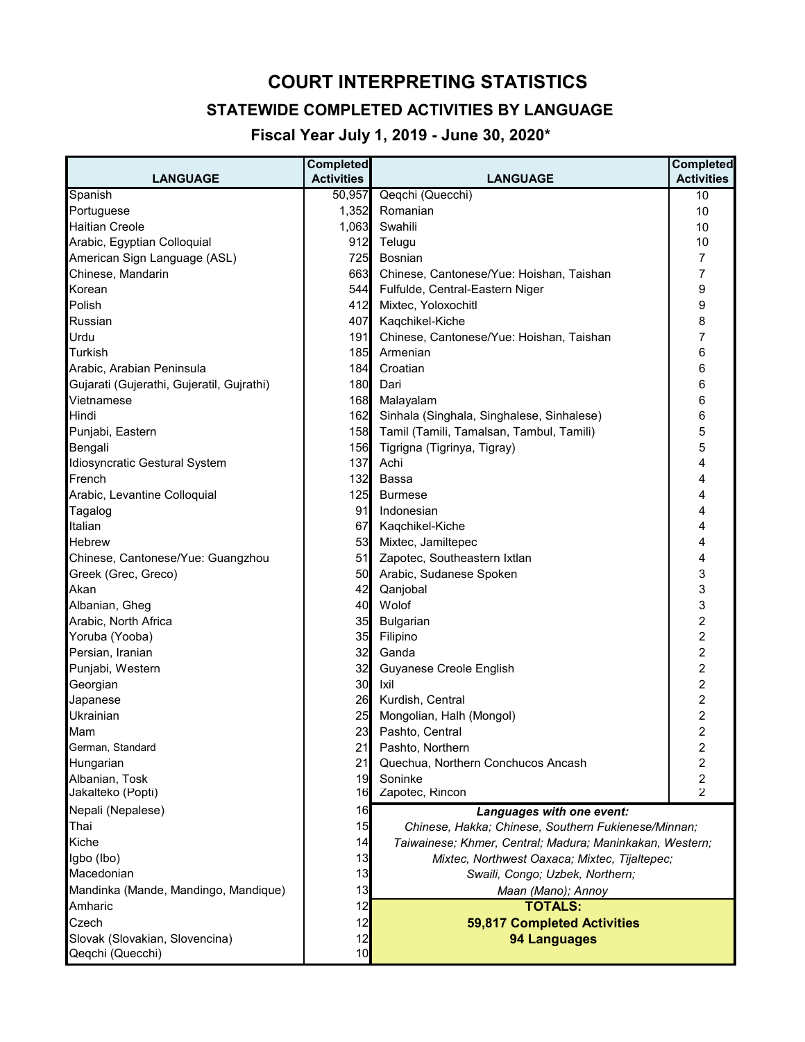# COURT INTERPRETING STATISTICS

## STATEWIDE COMPLETED ACTIVITIES BY LANGUAGE

### Fiscal Year July 1, 2019 - June 30, 2020*

| LANGUAGE | Completed Activities | LANGUAGE | Completed Activities |
|---|---|---|---|
| Spanish | 50,957 | Qeqchi (Quecchi) | 10 |
| Portuguese | 1,352 | Romanian | 10 |
| Haitian Creole | 1,063 | Swahili | 10 |
| Arabic, Egyptian Colloquial | 912 | Telugu | 10 |
| American Sign Language (ASL) | 725 | Bosnian | 7 |
| Chinese, Mandarin | 663 | Chinese, Cantonese/Yue: Hoishan, Taishan | 7 |
| Korean | 544 | Fulfulde, Central-Eastern Niger | 9 |
| Polish | 412 | Mixtec, Yoloxochitl | 9 |
| Russian | 407 | Kaqchikel-Kiche | 8 |
| Urdu | 191 | Chinese, Cantonese/Yue: Hoishan, Taishan | 7 |
| Turkish | 185 | Armenian | 6 |
| Arabic, Arabian Peninsula | 184 | Croatian | 6 |
| Gujarati (Gujerathi, Gujeratil, Gujrathi) | 180 | Dari | 6 |
| Vietnamese | 168 | Malayalam | 6 |
| Hindi | 162 | Sinhala (Singhala, Singhalese, Sinhalese) | 6 |
| Punjabi, Eastern | 158 | Tamil (Tamili, Tamalsan, Tambul, Tamili) | 5 |
| Bengali | 156 | Tigrigna (Tigrinya, Tigray) | 5 |
| Idiosyncratic Gestural System | 137 | Achi | 4 |
| French | 132 | Bassa | 4 |
| Arabic, Levantine Colloquial | 125 | Burmese | 4 |
| Tagalog | 91 | Indonesian | 4 |
| Italian | 67 | Kaqchikel-Kiche | 4 |
| Hebrew | 53 | Mixtec, Jamiltepec | 4 |
| Chinese, Cantonese/Yue: Guangzhou | 51 | Zapotec, Southeastern Ixtlan | 4 |
| Greek (Grec, Greco) | 50 | Arabic, Sudanese Spoken | 3 |
| Akan | 42 | Qanjobal | 3 |
| Albanian, Gheg | 40 | Wolof | 3 |
| Arabic, North Africa | 35 | Bulgarian | 2 |
| Yoruba (Yooba) | 35 | Filipino | 2 |
| Persian, Iranian | 32 | Ganda | 2 |
| Punjabi, Western | 32 | Guyanese Creole English | 2 |
| Georgian | 30 | Ixil | 2 |
| Japanese | 26 | Kurdish, Central | 2 |
| Ukrainian | 25 | Mongolian, Halh (Mongol) | 2 |
| Mam | 23 | Pashto, Central | 2 |
| German, Standard | 21 | Pashto, Northern | 2 |
| Hungarian | 21 | Quechua, Northern Conchucos Ancash | 2 |
| Albanian, Tosk | 19 | Soninke | 2 |
| Jakalteko (Popti) | 16 | Zapotec, Rincon | 2 |
| Nepali (Nepalese) | 16 | ***Languages with one event:*** | |
| Thai | 15 | *Chinese, Hakka; Chinese, Southern Fukienese/Minnan;* | |
| Kiche | 14 | *Taiwainese; Khmer, Central; Madura; Maninkakan, Western;* | |
| Igbo (Ibo) | 13 | *Mixtec, Northwest Oaxaca; Mixtec, Tijaltepec;* | |
| Macedonian | 13 | *Swaili, Congo; Uzbek, Northern;* | |
| Mandinka (Mande, Mandingo, Mandique) | 13 | *Maan (Mano); Annoy* | |
| Amharic | 12 | **TOTALS:** | |
| Czech | 12 | **59,817 Completed Activities** | |
| Slovak (Slovakian, Slovencina) | 12 | **94 Languages** | |
| Qeqchi (Quecchi) | 10 | | |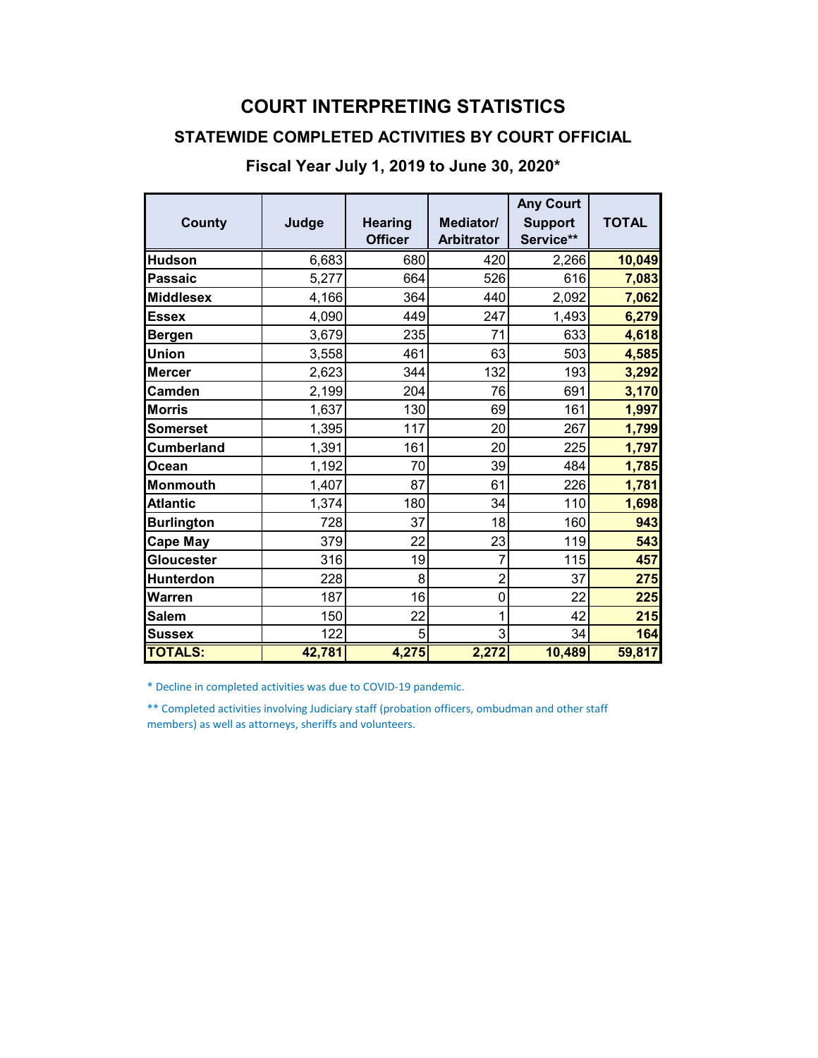# COURT INTERPRETING STATISTICS

## STATEWIDE COMPLETED ACTIVITIES BY COURT OFFICIAL

### Fiscal Year July 1, 2019 to June 30, 2020*

| County | Judge | Hearing Officer | Mediator/ Arbitrator | Any Court Support Service** | TOTAL |
|---|---|---|---|---|---|
| **Hudson** | 6,683 | 680 | 420 | 2,266 | **10,049** |
| **Passaic** | 5,277 | 664 | 526 | 616 | **7,083** |
| **Middlesex** | 4,166 | 364 | 440 | 2,092 | **7,062** |
| **Essex** | 4,090 | 449 | 247 | 1,493 | **6,279** |
| **Bergen** | 3,679 | 235 | 71 | 633 | **4,618** |
| **Union** | 3,558 | 461 | 63 | 503 | **4,585** |
| **Mercer** | 2,623 | 344 | 132 | 193 | **3,292** |
| **Camden** | 2,199 | 204 | 76 | 691 | **3,170** |
| **Morris** | 1,637 | 130 | 69 | 161 | **1,997** |
| **Somerset** | 1,395 | 117 | 20 | 267 | **1,799** |
| **Cumberland** | 1,391 | 161 | 20 | 225 | **1,797** |
| **Ocean** | 1,192 | 70 | 39 | 484 | **1,785** |
| **Monmouth** | 1,407 | 87 | 61 | 226 | **1,781** |
| **Atlantic** | 1,374 | 180 | 34 | 110 | **1,698** |
| **Burlington** | 728 | 37 | 18 | 160 | **943** |
| **Cape May** | 379 | 22 | 23 | 119 | **543** |
| **Gloucester** | 316 | 19 | 7 | 115 | **457** |
| **Hunterdon** | 228 | 8 | 2 | 37 | **275** |
| **Warren** | 187 | 16 | 0 | 22 | **225** |
| **Salem** | 150 | 22 | 1 | 42 | **215** |
| **Sussex** | 122 | 5 | 3 | 34 | **164** |
| **TOTALS:** | **42,781** | **4,275** | **2,272** | **10,489** | **59,817** |

* Decline in completed activities was due to COVID-19 pandemic.

** Completed activities involving Judiciary staff (probation officers, ombudman and other staff members) as well as attorneys, sheriffs and volunteers.